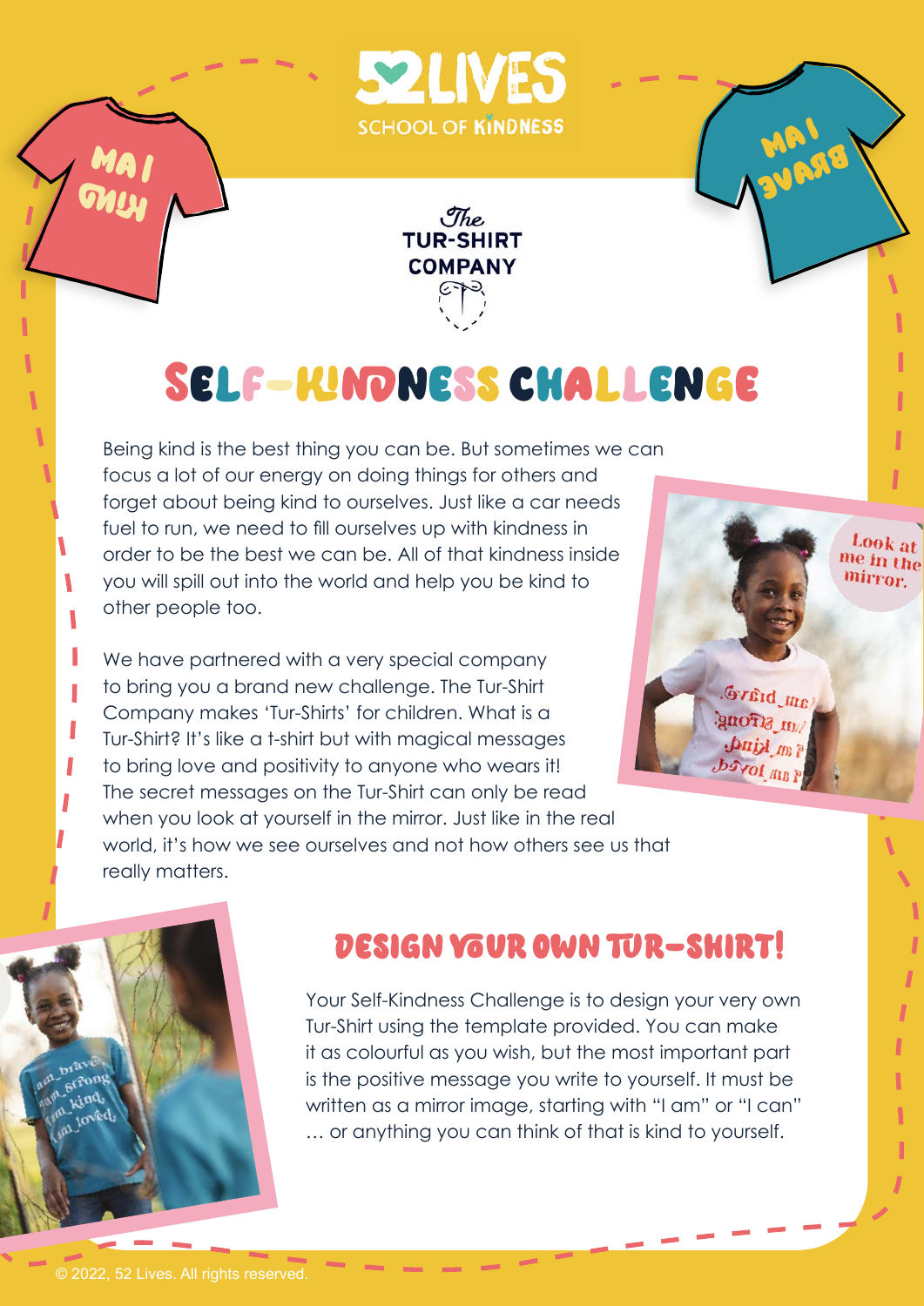52 LIVES SCHOOL OF KINDNESS

The TUR-SHIRT COMPANY

# SELF-KINDNESS CHALLENGE

Being kind is the best thing you can be. But sometimes we can focus a lot of our energy on doing things for others and forget about being kind to ourselves. Just like a car needs fuel to run, we need to fill ourselves up with kindness in order to be the best we can be. All of that kindness inside you will spill out into the world and help you be kind to other people too.

We have partnered with a very special company to bring you a brand new challenge. The Tur-Shirt Company makes 'Tur-Shirts' for children. What is a Tur-Shirt? It's like a t-shirt but with magical messages to bring love and positivity to anyone who wears it! The secret messages on the Tur-Shirt can only be read when you look at yourself in the mirror. Just like in the real world, it's how we see ourselves and not how others see us that really matters.

## DESIGN YOUR OWN TUR-SHIRT!

Your Self-Kindness Challenge is to design your very own Tur-Shirt using the template provided. You can make it as colourful as you wish, but the most important part is the positive message you write to yourself. It must be written as a mirror image, starting with "I am" or "I can" … or anything you can think of that is kind to yourself.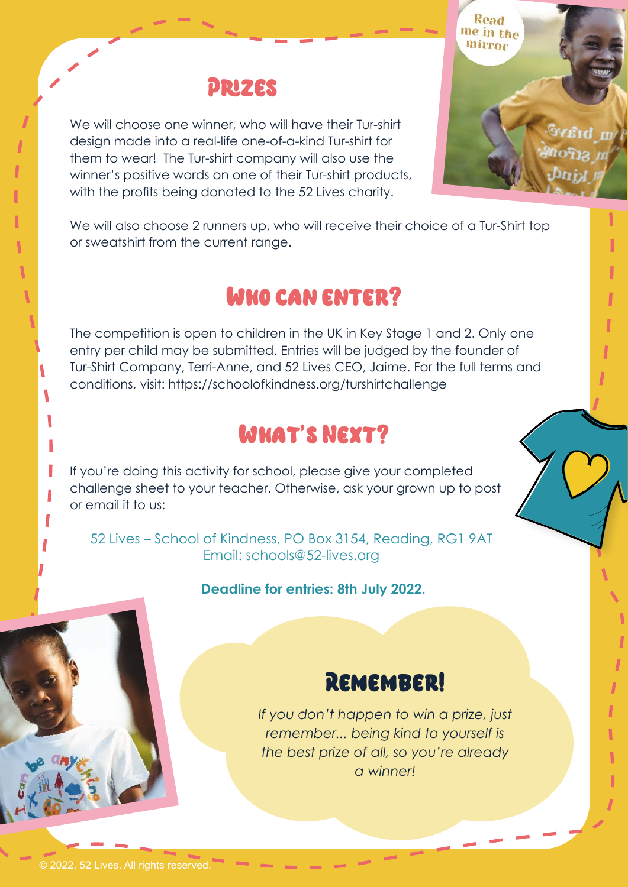## Prizes

We will choose one winner, who will have their Tur-shirt design made into a real-life one-of-a-kind Tur-shirt for them to wear! The Tur-shirt company will also use the winner's positive words on one of their Tur-shirt products, with the profits being donated to the 52 Lives charity.

We will also choose 2 runners up, who will receive their choice of a Tur-Shirt top or sweatshirt from the current range.

## Who can enter?

The competition is open to children in the UK in Key Stage 1 and 2. Only one entry per child may be submitted. Entries will be judged by the founder of Tur-Shirt Company, Terri-Anne, and 52 Lives CEO, Jaime. For the full terms and conditions, visit: https://schoolofkindness.org/turshirtchallenge

## What's Next?

If you're doing this activity for school, please give your completed challenge sheet to your teacher. Otherwise, ask your grown up to post or email it to us:

52 Lives – School of Kindness, PO Box 3154, Reading, RG1 9AT
Email: schools@52-lives.org

**Deadline for entries: 8th July 2022.**

## Remember!

*If you don't happen to win a prize, just remember... being kind to yourself is the best prize of all, so you're already a winner!*

© 2022, 52 Lives. All rights reserved.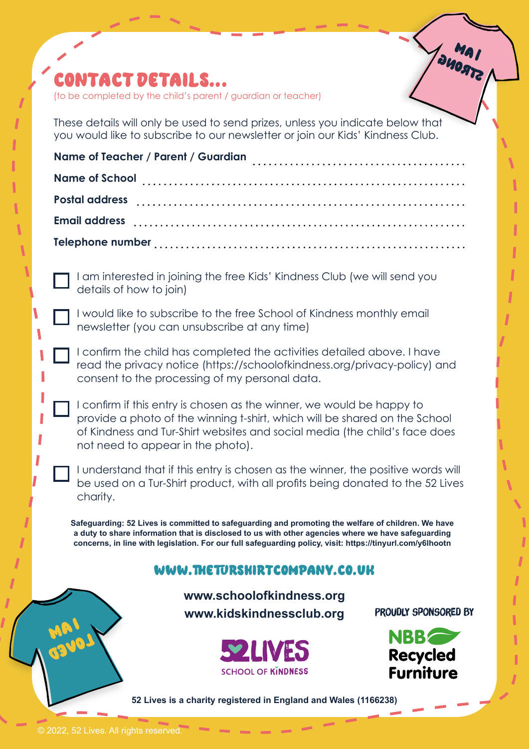# CONTACT DETAILS...

(to be completed by the child's parent / guardian or teacher)

These details will only be used to send prizes, unless you indicate below that you would like to subscribe to our newsletter or join our Kids' Kindness Club.

**Name of Teacher / Parent / Guardian** ........................................

**Name of School** ........................................

**Postal address** ........................................

**Email address** ........................................

**Telephone number** ........................................

- [ ] I am interested in joining the free Kids' Kindness Club (we will send you details of how to join)
- [ ] I would like to subscribe to the free School of Kindness monthly email newsletter (you can unsubscribe at any time)
- [ ] I confirm the child has completed the activities detailed above. I have read the privacy notice (https://schoolofkindness.org/privacy-policy) and consent to the processing of my personal data.
- [ ] I confirm if this entry is chosen as the winner, we would be happy to provide a photo of the winning t-shirt, which will be shared on the School of Kindness and Tur-Shirt websites and social media (the child's face does not need to appear in the photo).
- [ ] I understand that if this entry is chosen as the winner, the positive words will be used on a Tur-Shirt product, with all profits being donated to the 52 Lives charity.

**Safeguarding: 52 Lives is committed to safeguarding and promoting the welfare of children. We have a duty to share information that is disclosed to us with other agencies where we have safeguarding concerns, in line with legislation. For our full safeguarding policy, visit: https://tinyurl.com/y6lhootn**

WWW.THETURSHIRTCOMPANY.CO.UK

**www.schoolofkindness.org**
**www.kidskindnessclub.org**

52 LIVES SCHOOL OF KINDNESS

PROUDLY SPONSORED BY

NBB Recycled Furniture

**52 Lives is a charity registered in England and Wales (1166238)**

© 2022, 52 Lives. All rights reserved.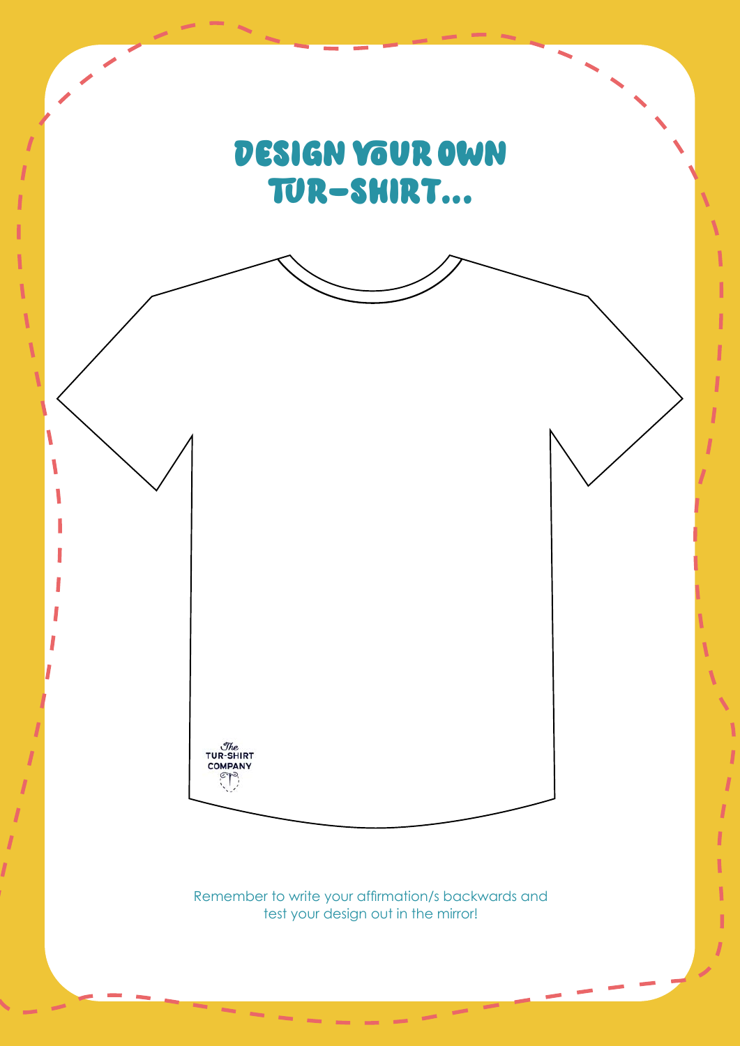# DESIGN YOUR OWN TUR-SHIRT...

The TUR-SHIRT COMPANY

Remember to write your affirmation/s backwards and test your design out in the mirror!